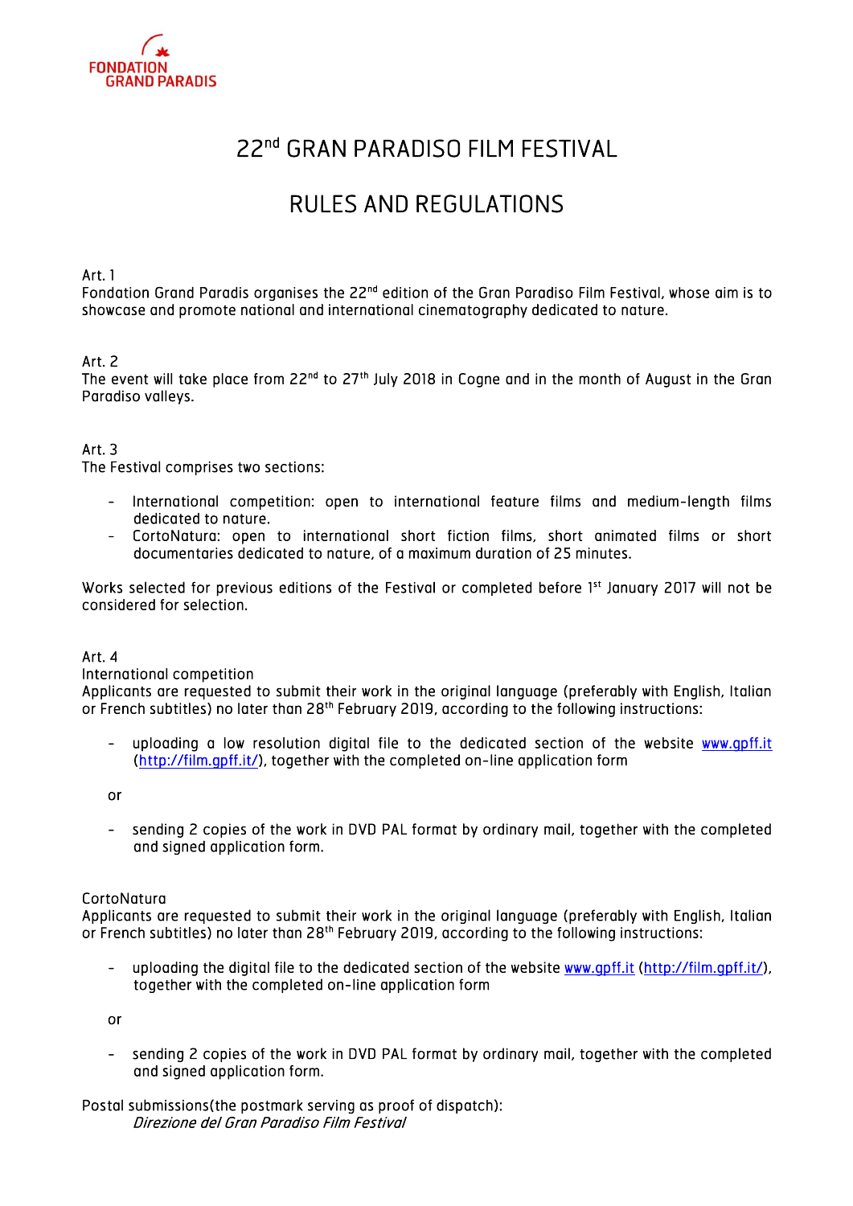FONDATION GRAND PARADIS

# 22nd GRAN PARADISO FILM FESTIVAL

# RULES AND REGULATIONS

Art. 1
Fondation Grand Paradis organises the 22nd edition of the Gran Paradiso Film Festival, whose aim is to showcase and promote national and international cinematography dedicated to nature.

Art. 2
The event will take place from 22nd to 27th July 2018 in Cogne and in the month of August in the Gran Paradiso valleys.

Art. 3
The Festival comprises two sections:

- International competition: open to international feature films and medium-length films dedicated to nature.
- CortoNatura: open to international short fiction films, short animated films or short documentaries dedicated to nature, of a maximum duration of 25 minutes.

Works selected for previous editions of the Festival or completed before 1st January 2017 will not be considered for selection.

Art. 4
International competition
Applicants are requested to submit their work in the original language (preferably with English, Italian or French subtitles) no later than 28th February 2019, according to the following instructions:

- uploading a low resolution digital file to the dedicated section of the website www.gpff.it (http://film.gpff.it/), together with the completed on-line application form

or

- sending 2 copies of the work in DVD PAL format by ordinary mail, together with the completed and signed application form.

CortoNatura
Applicants are requested to submit their work in the original language (preferably with English, Italian or French subtitles) no later than 28th February 2019, according to the following instructions:

- uploading the digital file to the dedicated section of the website www.gpff.it (http://film.gpff.it/), together with the completed on-line application form

or

- sending 2 copies of the work in DVD PAL format by ordinary mail, together with the completed and signed application form.

Postal submissions(the postmark serving as proof of dispatch):
*Direzione del Gran Paradiso Film Festival*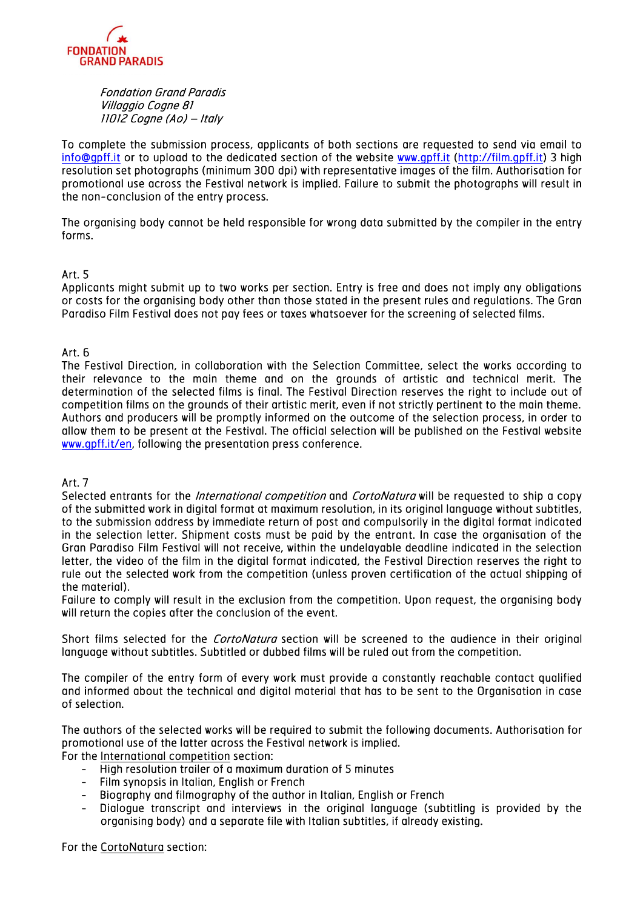*Fondation Grand Paradis*
*Villaggio Cogne 81*
*11012 Cogne (Ao) – Italy*

To complete the submission process, applicants of both sections are requested to send via email to info@gpff.it or to upload to the dedicated section of the website www.gpff.it (http://film.gpff.it) 3 high resolution set photographs (minimum 300 dpi) with representative images of the film. Authorisation for promotional use across the Festival network is implied. Failure to submit the photographs will result in the non-conclusion of the entry process.

The organising body cannot be held responsible for wrong data submitted by the compiler in the entry forms.

Art. 5

Applicants might submit up to two works per section. Entry is free and does not imply any obligations or costs for the organising body other than those stated in the present rules and regulations. The Gran Paradiso Film Festival does not pay fees or taxes whatsoever for the screening of selected films.

Art. 6

The Festival Direction, in collaboration with the Selection Committee, select the works according to their relevance to the main theme and on the grounds of artistic and technical merit. The determination of the selected films is final. The Festival Direction reserves the right to include out of competition films on the grounds of their artistic merit, even if not strictly pertinent to the main theme. Authors and producers will be promptly informed on the outcome of the selection process, in order to allow them to be present at the Festival. The official selection will be published on the Festival website www.gpff.it/en, following the presentation press conference.

Art. 7

Selected entrants for the *International competition* and *CortoNatura* will be requested to ship a copy of the submitted work in digital format at maximum resolution, in its original language without subtitles, to the submission address by immediate return of post and compulsorily in the digital format indicated in the selection letter. Shipment costs must be paid by the entrant. In case the organisation of the Gran Paradiso Film Festival will not receive, within the undelayable deadline indicated in the selection letter, the video of the film in the digital format indicated, the Festival Direction reserves the right to rule out the selected work from the competition (unless proven certification of the actual shipping of the material).

Failure to comply will result in the exclusion from the competition. Upon request, the organising body will return the copies after the conclusion of the event.

Short films selected for the *CortoNatura* section will be screened to the audience in their original language without subtitles. Subtitled or dubbed films will be ruled out from the competition.

The compiler of the entry form of every work must provide a constantly reachable contact qualified and informed about the technical and digital material that has to be sent to the Organisation in case of selection.

The authors of the selected works will be required to submit the following documents. Authorisation for promotional use of the latter across the Festival network is implied.

For the International competition section:

- High resolution trailer of a maximum duration of 5 minutes
- Film synopsis in Italian, English or French
- Biography and filmography of the author in Italian, English or French
- Dialogue transcript and interviews in the original language (subtitling is provided by the organising body) and a separate file with Italian subtitles, if already existing.

For the CortoNatura section: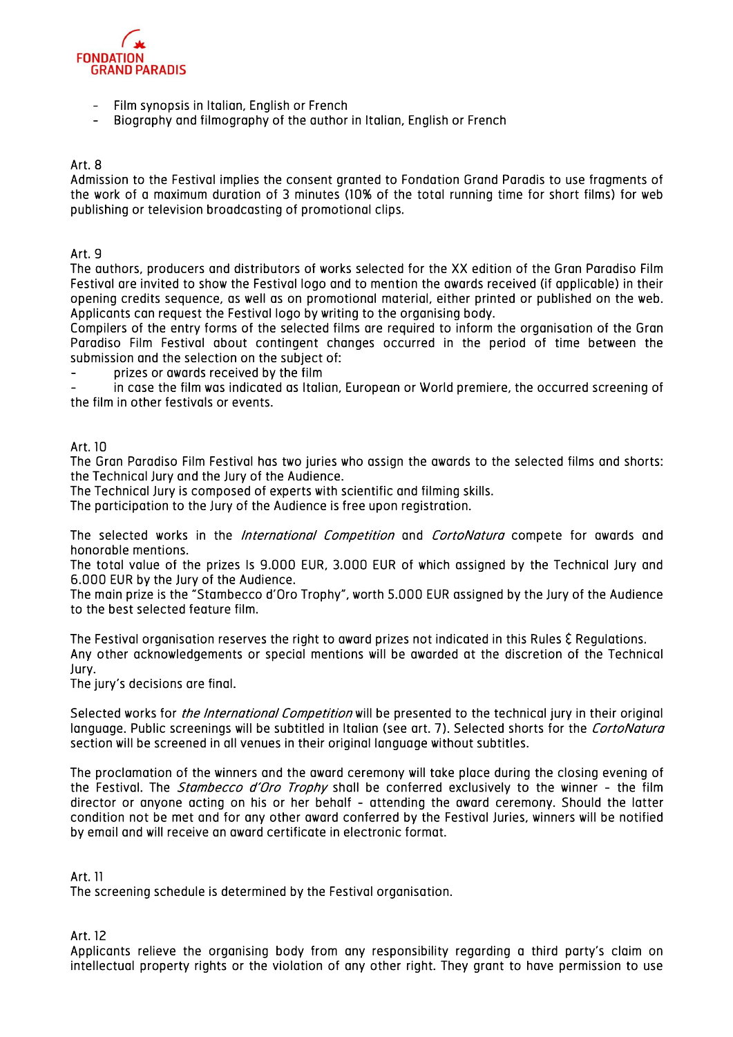- Film synopsis in Italian, English or French
- Biography and filmography of the author in Italian, English or French

Art. 8
Admission to the Festival implies the consent granted to Fondation Grand Paradis to use fragments of the work of a maximum duration of 3 minutes (10% of the total running time for short films) for web publishing or television broadcasting of promotional clips.

Art. 9
The authors, producers and distributors of works selected for the XX edition of the Gran Paradiso Film Festival are invited to show the Festival logo and to mention the awards received (if applicable) in their opening credits sequence, as well as on promotional material, either printed or published on the web. Applicants can request the Festival logo by writing to the organising body.
Compilers of the entry forms of the selected films are required to inform the organisation of the Gran Paradiso Film Festival about contingent changes occurred in the period of time between the submission and the selection on the subject of:
- prizes or awards received by the film
- in case the film was indicated as Italian, European or World premiere, the occurred screening of the film in other festivals or events.

Art. 10
The Gran Paradiso Film Festival has two juries who assign the awards to the selected films and shorts: the Technical Jury and the Jury of the Audience.
The Technical Jury is composed of experts with scientific and filming skills.
The participation to the Jury of the Audience is free upon registration.

The selected works in the *International Competition* and *CortoNatura* compete for awards and honorable mentions.
The total value of the prizes Is 9.000 EUR, 3.000 EUR of which assigned by the Technical Jury and 6.000 EUR by the Jury of the Audience.
The main prize is the "Stambecco d'Oro Trophy", worth 5.000 EUR assigned by the Jury of the Audience to the best selected feature film.

The Festival organisation reserves the right to award prizes not indicated in this Rules & Regulations.
Any other acknowledgements or special mentions will be awarded at the discretion of the Technical Jury.
The jury's decisions are final.

Selected works for *the International Competition* will be presented to the technical jury in their original language. Public screenings will be subtitled in Italian (see art. 7). Selected shorts for the *CortoNatura* section will be screened in all venues in their original language without subtitles.

The proclamation of the winners and the award ceremony will take place during the closing evening of the Festival. The *Stambecco d'Oro Trophy* shall be conferred exclusively to the winner – the film director or anyone acting on his or her behalf – attending the award ceremony. Should the latter condition not be met and for any other award conferred by the Festival Juries, winners will be notified by email and will receive an award certificate in electronic format.

Art. 11
The screening schedule is determined by the Festival organisation.

Art. 12
Applicants relieve the organising body from any responsibility regarding a third party's claim on intellectual property rights or the violation of any other right. They grant to have permission to use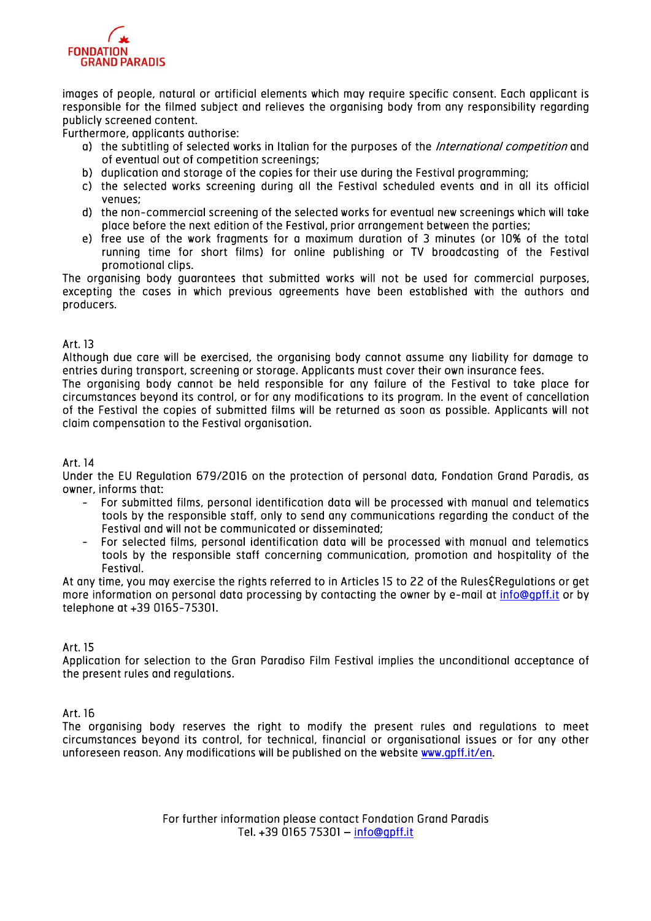images of people, natural or artificial elements which may require specific consent. Each applicant is responsible for the filmed subject and relieves the organising body from any responsibility regarding publicly screened content.

Furthermore, applicants authorise:

a) the subtitling of selected works in Italian for the purposes of the *International competition* and of eventual out of competition screenings;
b) duplication and storage of the copies for their use during the Festival programming;
c) the selected works screening during all the Festival scheduled events and in all its official venues;
d) the non-commercial screening of the selected works for eventual new screenings which will take place before the next edition of the Festival, prior arrangement between the parties;
e) free use of the work fragments for a maximum duration of 3 minutes (or 10% of the total running time for short films) for online publishing or TV broadcasting of the Festival promotional clips.

The organising body guarantees that submitted works will not be used for commercial purposes, excepting the cases in which previous agreements have been established with the authors and producers.

Art. 13

Although due care will be exercised, the organising body cannot assume any liability for damage to entries during transport, screening or storage. Applicants must cover their own insurance fees.

The organising body cannot be held responsible for any failure of the Festival to take place for circumstances beyond its control, or for any modifications to its program. In the event of cancellation of the Festival the copies of submitted films will be returned as soon as possible. Applicants will not claim compensation to the Festival organisation.

Art. 14

Under the EU Regulation 679/2016 on the protection of personal data, Fondation Grand Paradis, as owner, informs that:

- For submitted films, personal identification data will be processed with manual and telematics tools by the responsible staff, only to send any communications regarding the conduct of the Festival and will not be communicated or disseminated;
- For selected films, personal identification data will be processed with manual and telematics tools by the responsible staff concerning communication, promotion and hospitality of the Festival.

At any time, you may exercise the rights referred to in Articles 15 to 22 of the Rules&Regulations or get more information on personal data processing by contacting the owner by e-mail at info@gpff.it or by telephone at +39 0165-75301.

Art. 15

Application for selection to the Gran Paradiso Film Festival implies the unconditional acceptance of the present rules and regulations.

Art. 16

The organising body reserves the right to modify the present rules and regulations to meet circumstances beyond its control, for technical, financial or organisational issues or for any other unforeseen reason. Any modifications will be published on the website www.gpff.it/en.

For further information please contact Fondation Grand Paradis
Tel. +39 0165 75301 – info@gpff.it